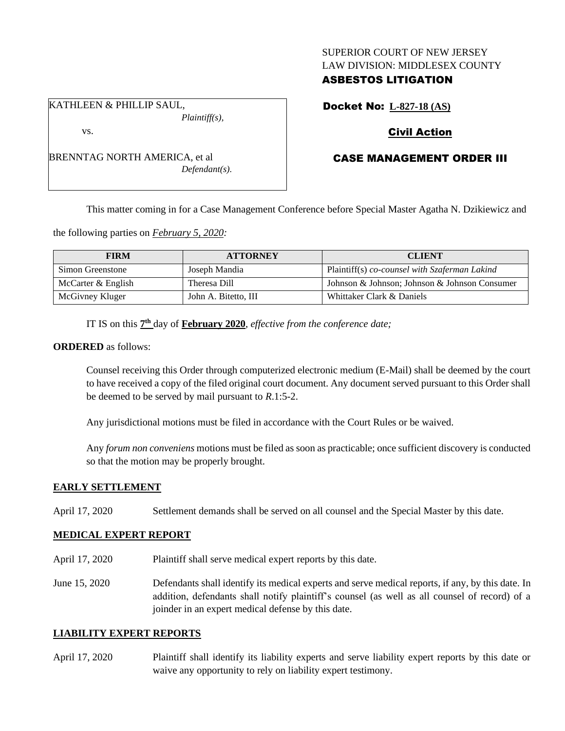SUPERIOR COURT OF NEW JERSEY
LAW DIVISION: MIDDLESEX COUNTY
**ASBESTOS LITIGATION**

KATHLEEN & PHILLIP SAUL,
*Plaintiff(s),*

vs.

BRENNTAG NORTH AMERICA, et al
*Defendant(s).*

**Docket No: L-827-18 (AS)**

**Civil Action**

**CASE MANAGEMENT ORDER III**

This matter coming in for a Case Management Conference before Special Master Agatha N. Dzikiewicz and the following parties on *February 5, 2020:*

| FIRM | ATTORNEY | CLIENT |
|---|---|---|
| Simon Greenstone | Joseph Mandia | Plaintiff(s) *co-counsel with Szaferman Lakind* |
| McCarter & English | Theresa Dill | Johnson & Johnson; Johnson & Johnson Consumer |
| McGivney Kluger | John A. Bitetto, III | Whittaker Clark & Daniels |

IT IS on this **7th** day of **February 2020**, *effective from the conference date;*

**ORDERED** as follows:

Counsel receiving this Order through computerized electronic medium (E-Mail) shall be deemed by the court to have received a copy of the filed original court document. Any document served pursuant to this Order shall be deemed to be served by mail pursuant to *R*.1:5-2.

Any jurisdictional motions must be filed in accordance with the Court Rules or be waived.

Any *forum non conveniens* motions must be filed as soon as practicable; once sufficient discovery is conducted so that the motion may be properly brought.

## EARLY SETTLEMENT

April 17, 2020 — Settlement demands shall be served on all counsel and the Special Master by this date.

## MEDICAL EXPERT REPORT

April 17, 2020 — Plaintiff shall serve medical expert reports by this date.

June 15, 2020 — Defendants shall identify its medical experts and serve medical reports, if any, by this date. In addition, defendants shall notify plaintiff's counsel (as well as all counsel of record) of a joinder in an expert medical defense by this date.

## LIABILITY EXPERT REPORTS

April 17, 2020 — Plaintiff shall identify its liability experts and serve liability expert reports by this date or waive any opportunity to rely on liability expert testimony.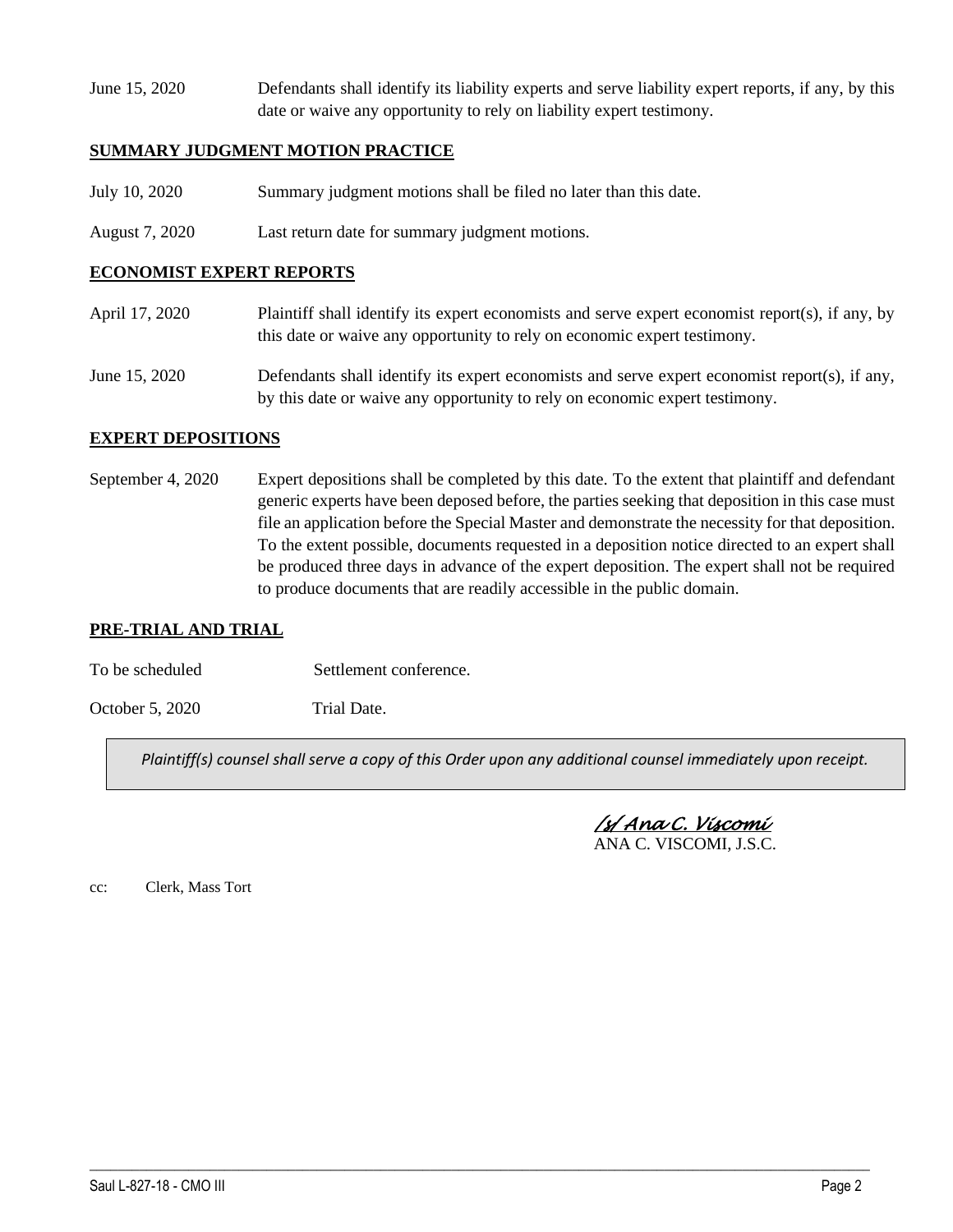June 15, 2020 Defendants shall identify its liability experts and serve liability expert reports, if any, by this date or waive any opportunity to rely on liability expert testimony.

## SUMMARY JUDGMENT MOTION PRACTICE

July 10, 2020 Summary judgment motions shall be filed no later than this date.

August 7, 2020 Last return date for summary judgment motions.

## ECONOMIST EXPERT REPORTS

April 17, 2020 Plaintiff shall identify its expert economists and serve expert economist report(s), if any, by this date or waive any opportunity to rely on economic expert testimony.

June 15, 2020 Defendants shall identify its expert economists and serve expert economist report(s), if any, by this date or waive any opportunity to rely on economic expert testimony.

## EXPERT DEPOSITIONS

September 4, 2020 Expert depositions shall be completed by this date. To the extent that plaintiff and defendant generic experts have been deposed before, the parties seeking that deposition in this case must file an application before the Special Master and demonstrate the necessity for that deposition. To the extent possible, documents requested in a deposition notice directed to an expert shall be produced three days in advance of the expert deposition. The expert shall not be required to produce documents that are readily accessible in the public domain.

## PRE-TRIAL AND TRIAL

To be scheduled Settlement conference.

October 5, 2020 Trial Date.

*Plaintiff(s) counsel shall serve a copy of this Order upon any additional counsel immediately upon receipt.*

*/s/ Ana C. Viscomi*
ANA C. VISCOMI, J.S.C.

cc: Clerk, Mass Tort